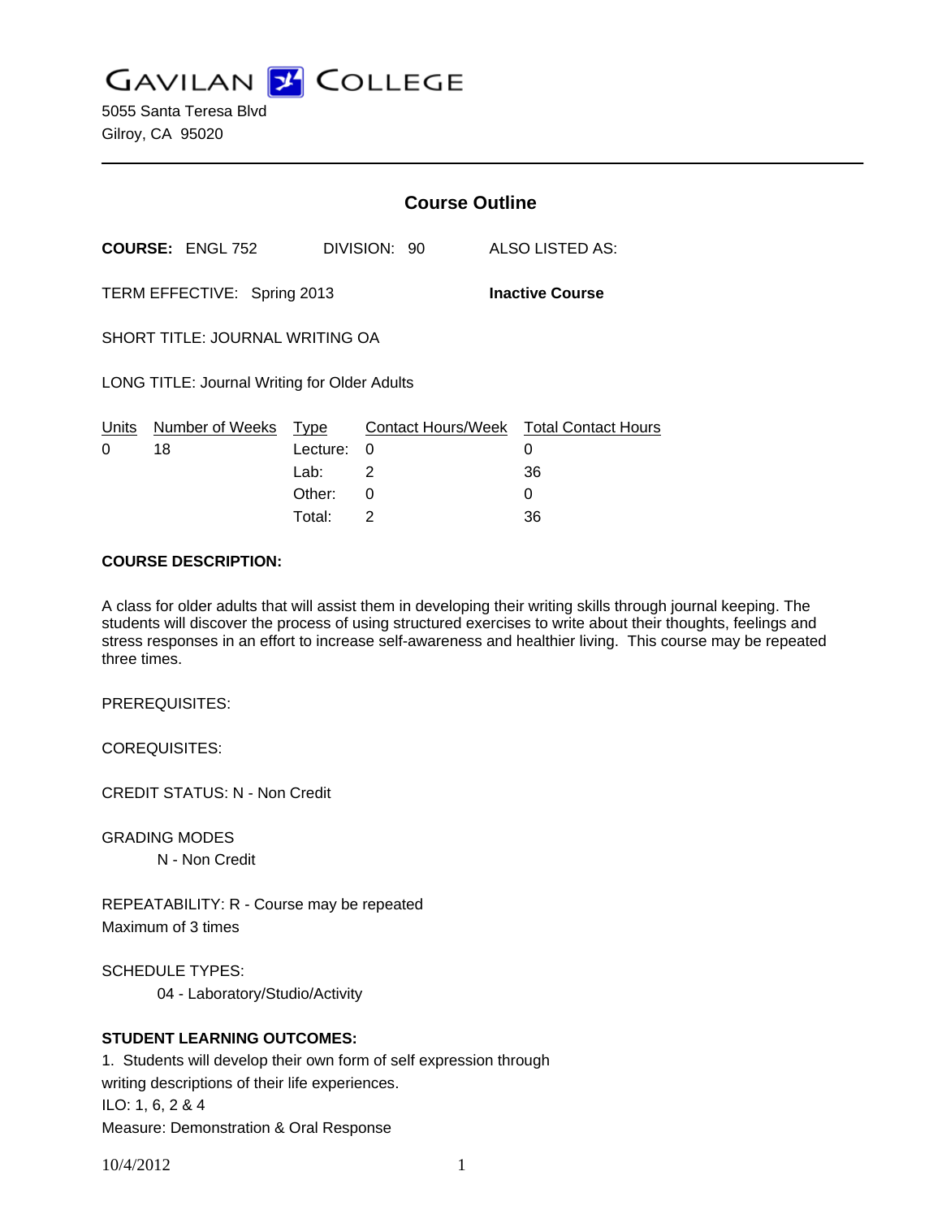# GAVILAN COLLEGE

5055 Santa Teresa Blvd
Gilroy, CA 95020

## Course Outline

**COURSE:** ENGL 752 DIVISION: 90 ALSO LISTED AS:

TERM EFFECTIVE: Spring 2013 **Inactive Course**

SHORT TITLE: JOURNAL WRITING OA

LONG TITLE: Journal Writing for Older Adults

| Units | Number of Weeks | Type | Contact Hours/Week | Total Contact Hours |
|---|---|---|---|---|
| 0 | 18 | Lecture: | 0 | 0 |
| | | Lab: | 2 | 36 |
| | | Other: | 0 | 0 |
| | | Total: | 2 | 36 |

**COURSE DESCRIPTION:**

A class for older adults that will assist them in developing their writing skills through journal keeping. The students will discover the process of using structured exercises to write about their thoughts, feelings and stress responses in an effort to increase self-awareness and healthier living. This course may be repeated three times.

PREREQUISITES:

COREQUISITES:

CREDIT STATUS: N - Non Credit

GRADING MODES
N - Non Credit

REPEATABILITY: R - Course may be repeated
Maximum of 3 times

SCHEDULE TYPES:
04 - Laboratory/Studio/Activity

**STUDENT LEARNING OUTCOMES:**

1. Students will develop their own form of self expression through writing descriptions of their life experiences.
ILO: 1, 6, 2 & 4
Measure: Demonstration & Oral Response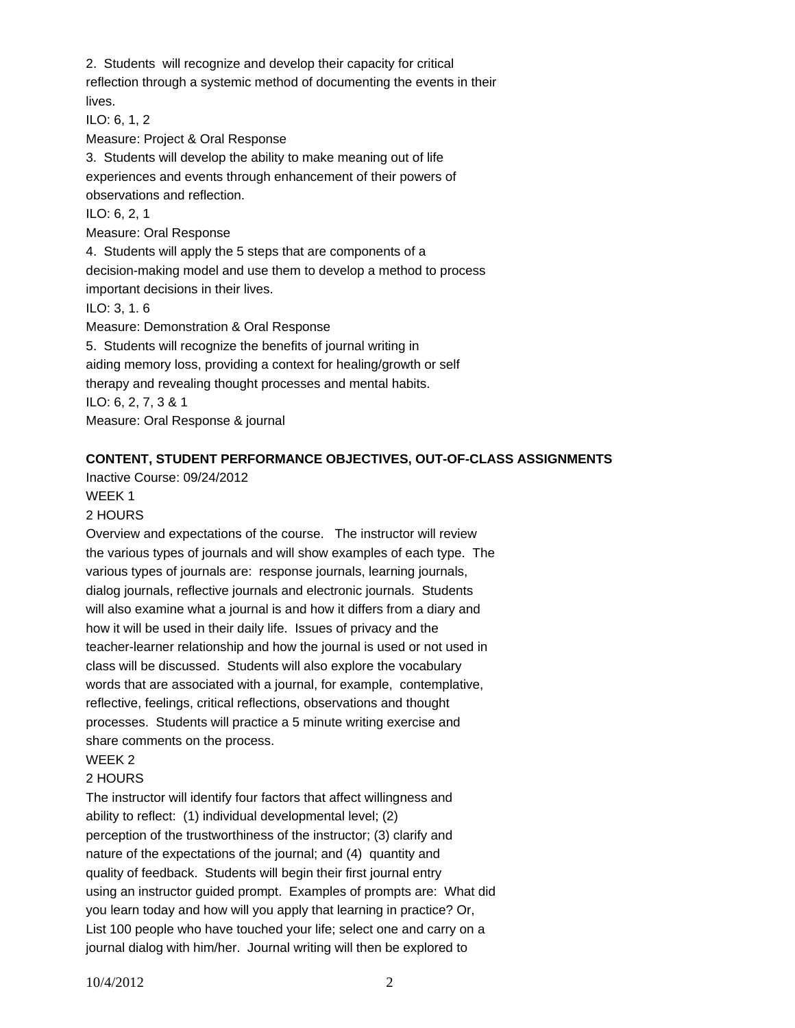2. Students will recognize and develop their capacity for critical reflection through a systemic method of documenting the events in their lives.

ILO: 6, 1, 2

Measure: Project & Oral Response

3. Students will develop the ability to make meaning out of life experiences and events through enhancement of their powers of observations and reflection.

ILO: 6, 2, 1

Measure: Oral Response

4. Students will apply the 5 steps that are components of a decision-making model and use them to develop a method to process important decisions in their lives.

ILO: 3, 1. 6

Measure: Demonstration & Oral Response

5. Students will recognize the benefits of journal writing in aiding memory loss, providing a context for healing/growth or self therapy and revealing thought processes and mental habits.

ILO: 6, 2, 7, 3 & 1

Measure: Oral Response & journal

**CONTENT, STUDENT PERFORMANCE OBJECTIVES, OUT-OF-CLASS ASSIGNMENTS**

Inactive Course: 09/24/2012

WEEK 1

2 HOURS

Overview and expectations of the course. The instructor will review the various types of journals and will show examples of each type. The various types of journals are: response journals, learning journals, dialog journals, reflective journals and electronic journals. Students will also examine what a journal is and how it differs from a diary and how it will be used in their daily life. Issues of privacy and the teacher-learner relationship and how the journal is used or not used in class will be discussed. Students will also explore the vocabulary words that are associated with a journal, for example, contemplative, reflective, feelings, critical reflections, observations and thought processes. Students will practice a 5 minute writing exercise and share comments on the process.

WEEK 2

2 HOURS

The instructor will identify four factors that affect willingness and ability to reflect: (1) individual developmental level; (2) perception of the trustworthiness of the instructor; (3) clarify and nature of the expectations of the journal; and (4) quantity and quality of feedback. Students will begin their first journal entry using an instructor guided prompt. Examples of prompts are: What did you learn today and how will you apply that learning in practice? Or, List 100 people who have touched your life; select one and carry on a journal dialog with him/her. Journal writing will then be explored to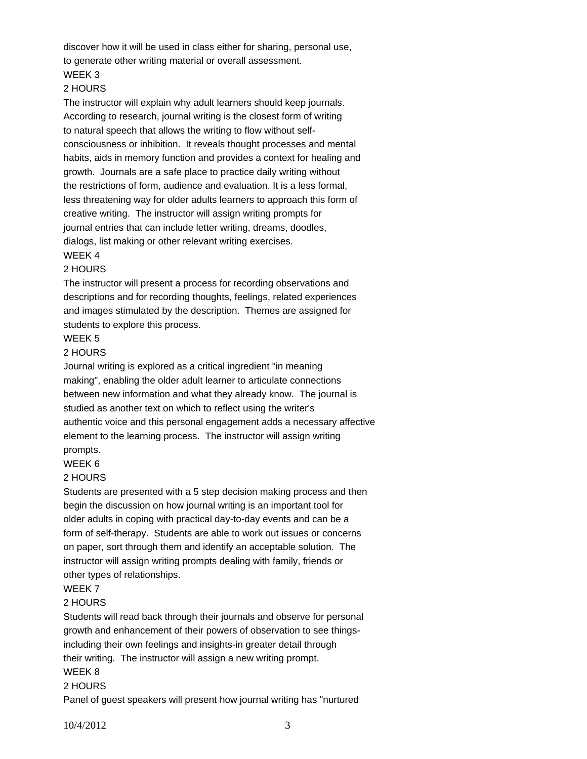discover how it will be used in class either for sharing, personal use, to generate other writing material or overall assessment.

WEEK 3

2 HOURS

The instructor will explain why adult learners should keep journals. According to research, journal writing is the closest form of writing to natural speech that allows the writing to flow without self-consciousness or inhibition. It reveals thought processes and mental habits, aids in memory function and provides a context for healing and growth. Journals are a safe place to practice daily writing without the restrictions of form, audience and evaluation. It is a less formal, less threatening way for older adults learners to approach this form of creative writing. The instructor will assign writing prompts for journal entries that can include letter writing, dreams, doodles, dialogs, list making or other relevant writing exercises.

WEEK 4

2 HOURS

The instructor will present a process for recording observations and descriptions and for recording thoughts, feelings, related experiences and images stimulated by the description. Themes are assigned for students to explore this process.

WEEK 5

2 HOURS

Journal writing is explored as a critical ingredient "in meaning making", enabling the older adult learner to articulate connections between new information and what they already know. The journal is studied as another text on which to reflect using the writer's authentic voice and this personal engagement adds a necessary affective element to the learning process. The instructor will assign writing prompts.

WEEK 6

2 HOURS

Students are presented with a 5 step decision making process and then begin the discussion on how journal writing is an important tool for older adults in coping with practical day-to-day events and can be a form of self-therapy. Students are able to work out issues or concerns on paper, sort through them and identify an acceptable solution. The instructor will assign writing prompts dealing with family, friends or other types of relationships.

WEEK 7

2 HOURS

Students will read back through their journals and observe for personal growth and enhancement of their powers of observation to see things-including their own feelings and insights-in greater detail through their writing. The instructor will assign a new writing prompt.

WEEK 8

2 HOURS

Panel of guest speakers will present how journal writing has "nurtured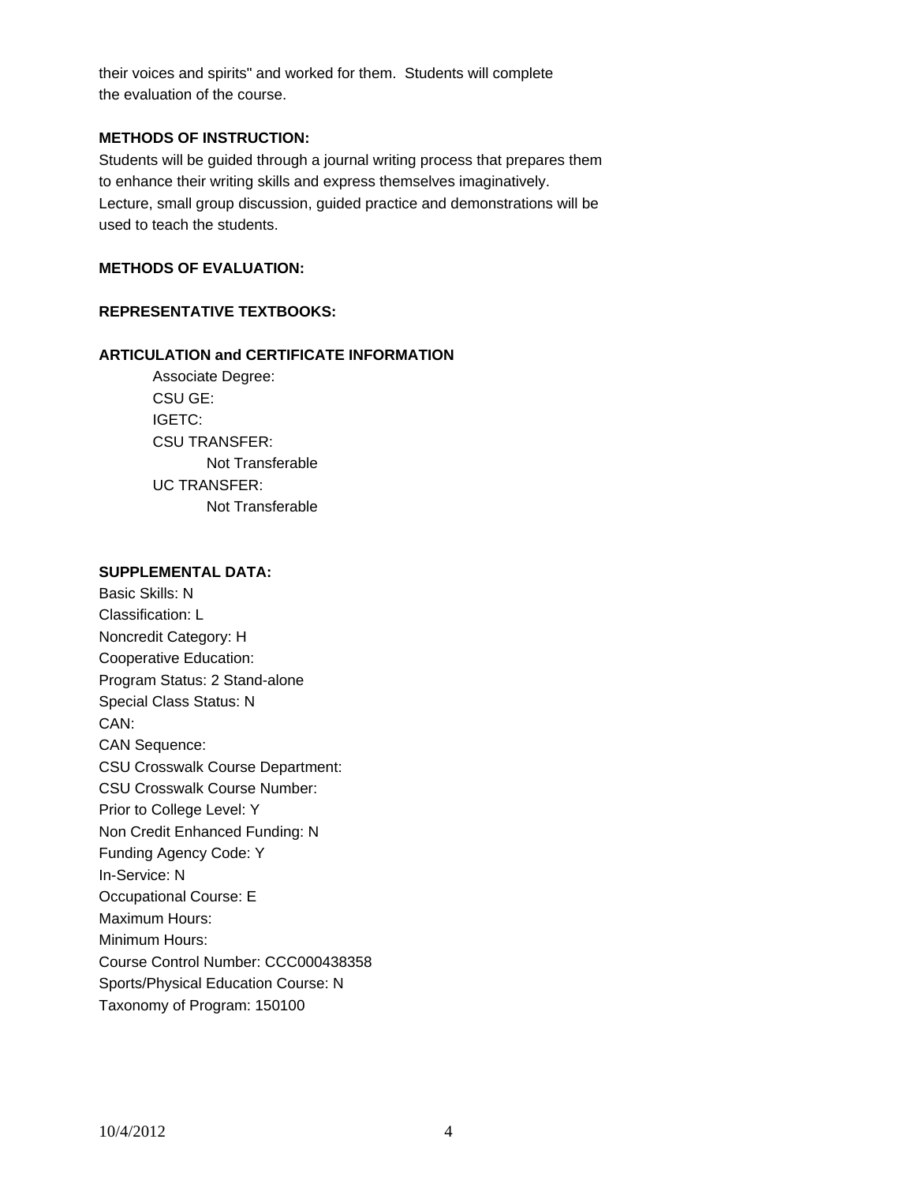their voices and spirits" and worked for them. Students will complete the evaluation of the course.

**METHODS OF INSTRUCTION:**

Students will be guided through a journal writing process that prepares them to enhance their writing skills and express themselves imaginatively. Lecture, small group discussion, guided practice and demonstrations will be used to teach the students.

**METHODS OF EVALUATION:**

**REPRESENTATIVE TEXTBOOKS:**

**ARTICULATION and CERTIFICATE INFORMATION**

Associate Degree:
CSU GE:
IGETC:
CSU TRANSFER:
Not Transferable
UC TRANSFER:
Not Transferable

**SUPPLEMENTAL DATA:**

Basic Skills: N
Classification: L
Noncredit Category: H
Cooperative Education:
Program Status: 2 Stand-alone
Special Class Status: N
CAN:
CAN Sequence:
CSU Crosswalk Course Department:
CSU Crosswalk Course Number:
Prior to College Level: Y
Non Credit Enhanced Funding: N
Funding Agency Code: Y
In-Service: N
Occupational Course: E
Maximum Hours:
Minimum Hours:
Course Control Number: CCC000438358
Sports/Physical Education Course: N
Taxonomy of Program: 150100